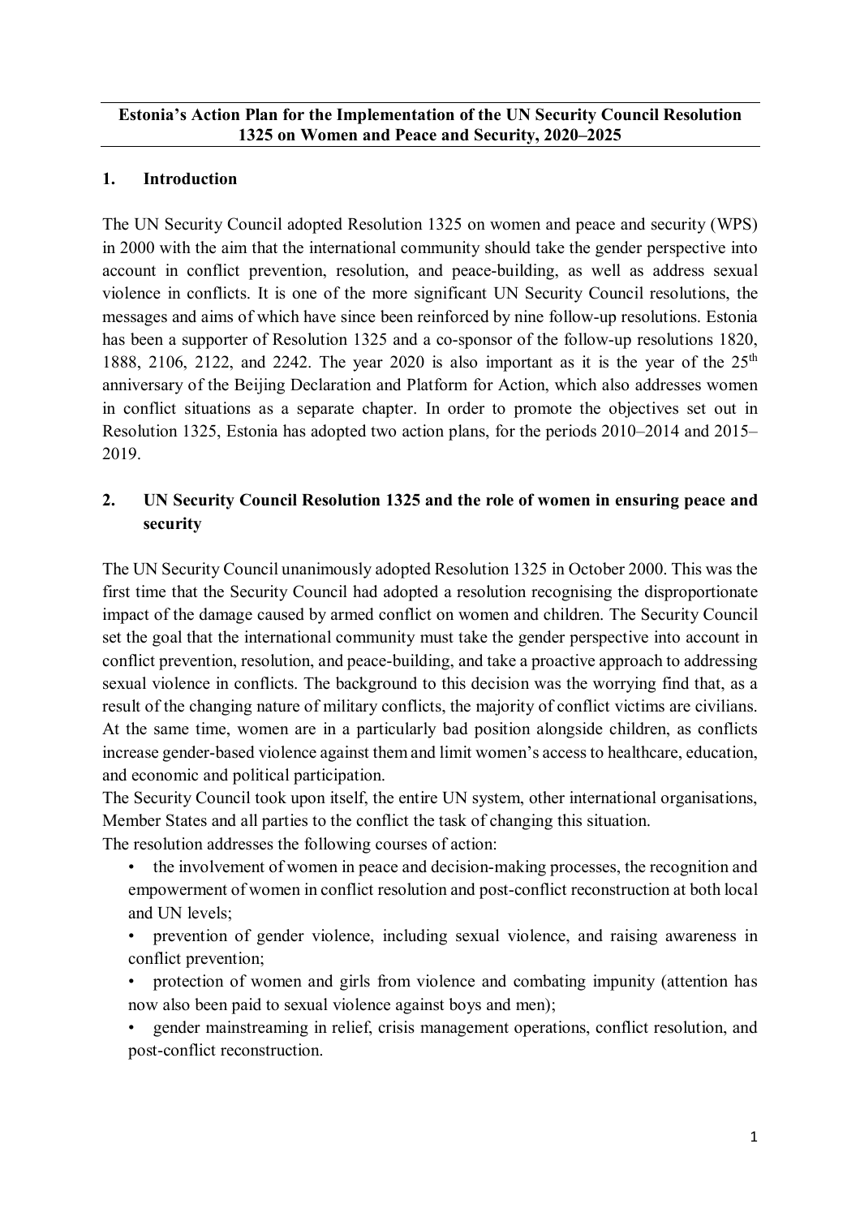**Estonia's Action Plan for the Implementation of the UN Security Council Resolution 1325 on Women and Peace and Security, 2020–2025**

## 1. Introduction

The UN Security Council adopted Resolution 1325 on women and peace and security (WPS) in 2000 with the aim that the international community should take the gender perspective into account in conflict prevention, resolution, and peace-building, as well as address sexual violence in conflicts. It is one of the more significant UN Security Council resolutions, the messages and aims of which have since been reinforced by nine follow-up resolutions. Estonia has been a supporter of Resolution 1325 and a co-sponsor of the follow-up resolutions 1820, 1888, 2106, 2122, and 2242. The year 2020 is also important as it is the year of the 25th anniversary of the Beijing Declaration and Platform for Action, which also addresses women in conflict situations as a separate chapter. In order to promote the objectives set out in Resolution 1325, Estonia has adopted two action plans, for the periods 2010–2014 and 2015–2019.

## 2. UN Security Council Resolution 1325 and the role of women in ensuring peace and security

The UN Security Council unanimously adopted Resolution 1325 in October 2000. This was the first time that the Security Council had adopted a resolution recognising the disproportionate impact of the damage caused by armed conflict on women and children. The Security Council set the goal that the international community must take the gender perspective into account in conflict prevention, resolution, and peace-building, and take a proactive approach to addressing sexual violence in conflicts. The background to this decision was the worrying find that, as a result of the changing nature of military conflicts, the majority of conflict victims are civilians. At the same time, women are in a particularly bad position alongside children, as conflicts increase gender-based violence against them and limit women's access to healthcare, education, and economic and political participation.

The Security Council took upon itself, the entire UN system, other international organisations, Member States and all parties to the conflict the task of changing this situation.

The resolution addresses the following courses of action:

- the involvement of women in peace and decision-making processes, the recognition and empowerment of women in conflict resolution and post-conflict reconstruction at both local and UN levels;
- prevention of gender violence, including sexual violence, and raising awareness in conflict prevention;
- protection of women and girls from violence and combating impunity (attention has now also been paid to sexual violence against boys and men);
- gender mainstreaming in relief, crisis management operations, conflict resolution, and post-conflict reconstruction.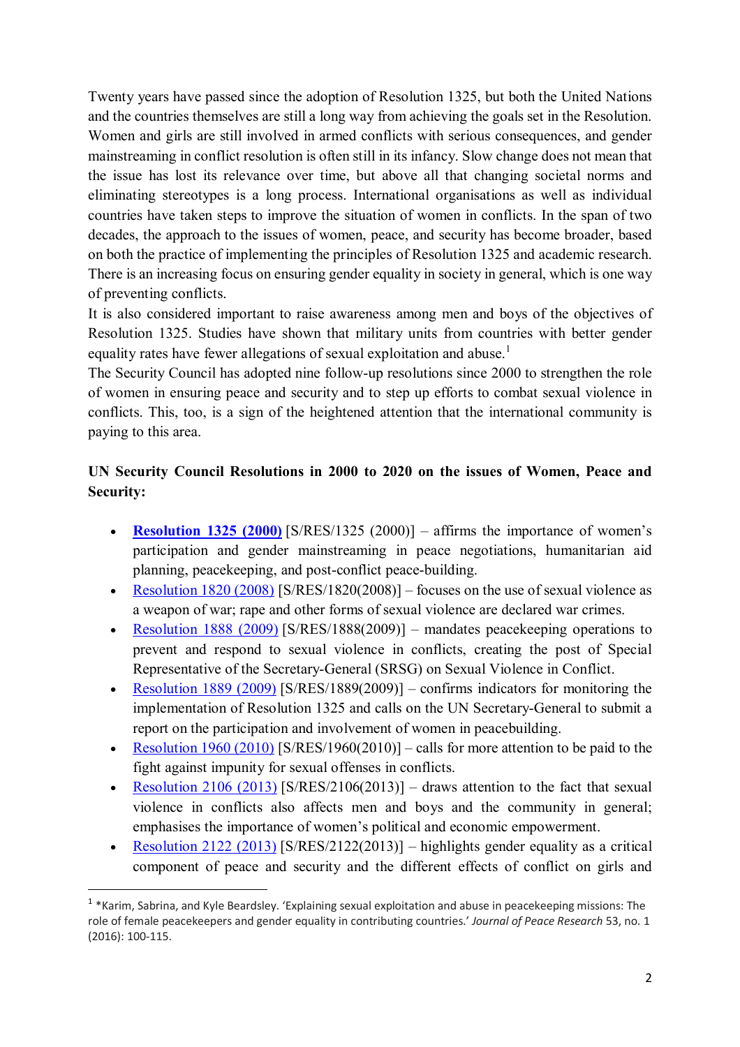Twenty years have passed since the adoption of Resolution 1325, but both the United Nations and the countries themselves are still a long way from achieving the goals set in the Resolution. Women and girls are still involved in armed conflicts with serious consequences, and gender mainstreaming in conflict resolution is often still in its infancy. Slow change does not mean that the issue has lost its relevance over time, but above all that changing societal norms and eliminating stereotypes is a long process. International organisations as well as individual countries have taken steps to improve the situation of women in conflicts. In the span of two decades, the approach to the issues of women, peace, and security has become broader, based on both the practice of implementing the principles of Resolution 1325 and academic research. There is an increasing focus on ensuring gender equality in society in general, which is one way of preventing conflicts.

It is also considered important to raise awareness among men and boys of the objectives of Resolution 1325. Studies have shown that military units from countries with better gender equality rates have fewer allegations of sexual exploitation and abuse.[1]

The Security Council has adopted nine follow-up resolutions since 2000 to strengthen the role of women in ensuring peace and security and to step up efforts to combat sexual violence in conflicts. This, too, is a sign of the heightened attention that the international community is paying to this area.

**UN Security Council Resolutions in 2000 to 2020 on the issues of Women, Peace and Security:**

- **Resolution 1325 (2000)** [S/RES/1325 (2000)] – affirms the importance of women's participation and gender mainstreaming in peace negotiations, humanitarian aid planning, peacekeeping, and post-conflict peace-building.
- Resolution 1820 (2008) [S/RES/1820(2008)] – focuses on the use of sexual violence as a weapon of war; rape and other forms of sexual violence are declared war crimes.
- Resolution 1888 (2009) [S/RES/1888(2009)] – mandates peacekeeping operations to prevent and respond to sexual violence in conflicts, creating the post of Special Representative of the Secretary-General (SRSG) on Sexual Violence in Conflict.
- Resolution 1889 (2009) [S/RES/1889(2009)] – confirms indicators for monitoring the implementation of Resolution 1325 and calls on the UN Secretary-General to submit a report on the participation and involvement of women in peacebuilding.
- Resolution 1960 (2010) [S/RES/1960(2010)] – calls for more attention to be paid to the fight against impunity for sexual offenses in conflicts.
- Resolution 2106 (2013) [S/RES/2106(2013)] – draws attention to the fact that sexual violence in conflicts also affects men and boys and the community in general; emphasises the importance of women's political and economic empowerment.
- Resolution 2122 (2013) [S/RES/2122(2013)] – highlights gender equality as a critical component of peace and security and the different effects of conflict on girls and

[1] *Karim, Sabrina, and Kyle Beardsley. 'Explaining sexual exploitation and abuse in peacekeeping missions: The role of female peacekeepers and gender equality in contributing countries.' *Journal of Peace Research* 53, no. 1 (2016): 100-115.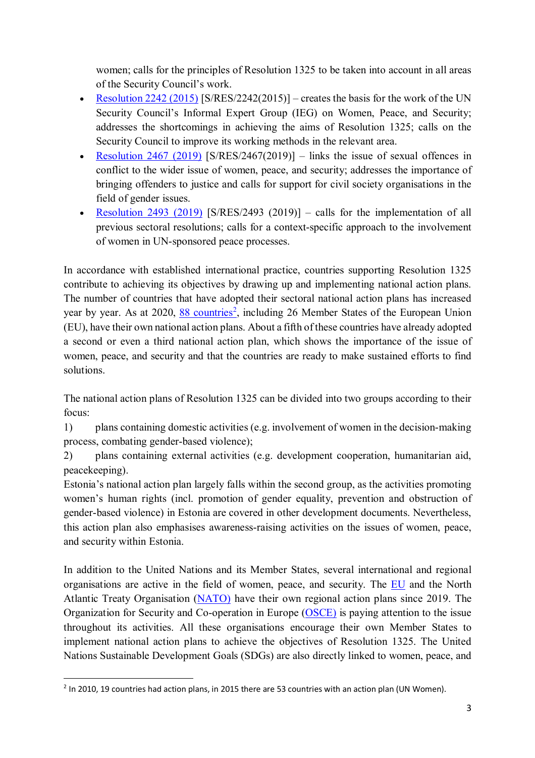women; calls for the principles of Resolution 1325 to be taken into account in all areas of the Security Council's work.

- Resolution 2242 (2015) [S/RES/2242(2015)] – creates the basis for the work of the UN Security Council's Informal Expert Group (IEG) on Women, Peace, and Security; addresses the shortcomings in achieving the aims of Resolution 1325; calls on the Security Council to improve its working methods in the relevant area.
- Resolution 2467 (2019) [S/RES/2467(2019)] – links the issue of sexual offences in conflict to the wider issue of women, peace, and security; addresses the importance of bringing offenders to justice and calls for support for civil society organisations in the field of gender issues.
- Resolution 2493 (2019) [S/RES/2493 (2019)] – calls for the implementation of all previous sectoral resolutions; calls for a context-specific approach to the involvement of women in UN-sponsored peace processes.

In accordance with established international practice, countries supporting Resolution 1325 contribute to achieving its objectives by drawing up and implementing national action plans. The number of countries that have adopted their sectoral national action plans has increased year by year. As at 2020, 88 countries[2], including 26 Member States of the European Union (EU), have their own national action plans. About a fifth of these countries have already adopted a second or even a third national action plan, which shows the importance of the issue of women, peace, and security and that the countries are ready to make sustained efforts to find solutions.

The national action plans of Resolution 1325 can be divided into two groups according to their focus:

1) plans containing domestic activities (e.g. involvement of women in the decision-making process, combating gender-based violence);
2) plans containing external activities (e.g. development cooperation, humanitarian aid, peacekeeping).

Estonia's national action plan largely falls within the second group, as the activities promoting women's human rights (incl. promotion of gender equality, prevention and obstruction of gender-based violence) in Estonia are covered in other development documents. Nevertheless, this action plan also emphasises awareness-raising activities on the issues of women, peace, and security within Estonia.

In addition to the United Nations and its Member States, several international and regional organisations are active in the field of women, peace, and security. The EU and the North Atlantic Treaty Organisation (NATO) have their own regional action plans since 2019. The Organization for Security and Co-operation in Europe (OSCE) is paying attention to the issue throughout its activities. All these organisations encourage their own Member States to implement national action plans to achieve the objectives of Resolution 1325. The United Nations Sustainable Development Goals (SDGs) are also directly linked to women, peace, and

[2] In 2010, 19 countries had action plans, in 2015 there are 53 countries with an action plan (UN Women).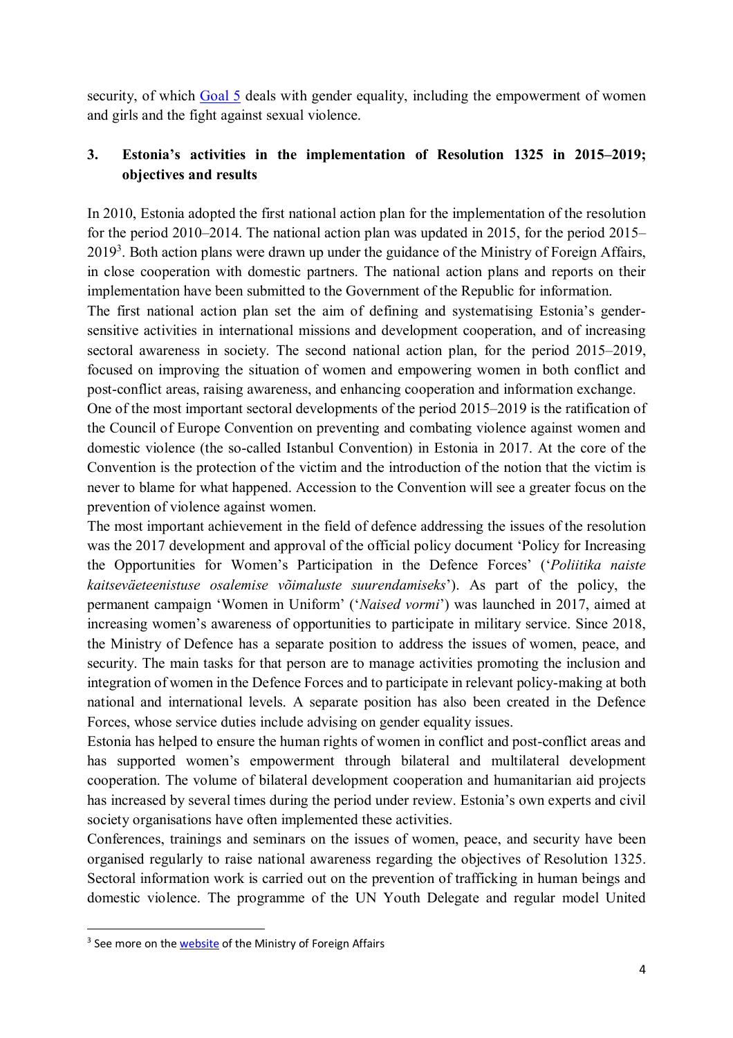security, of which [Goal 5](#) deals with gender equality, including the empowerment of women and girls and the fight against sexual violence.

## 3. Estonia's activities in the implementation of Resolution 1325 in 2015–2019; objectives and results

In 2010, Estonia adopted the first national action plan for the implementation of the resolution for the period 2010–2014. The national action plan was updated in 2015, for the period 2015–2019[3]. Both action plans were drawn up under the guidance of the Ministry of Foreign Affairs, in close cooperation with domestic partners. The national action plans and reports on their implementation have been submitted to the Government of the Republic for information.

The first national action plan set the aim of defining and systematising Estonia's gender-sensitive activities in international missions and development cooperation, and of increasing sectoral awareness in society. The second national action plan, for the period 2015–2019, focused on improving the situation of women and empowering women in both conflict and post-conflict areas, raising awareness, and enhancing cooperation and information exchange.

One of the most important sectoral developments of the period 2015–2019 is the ratification of the Council of Europe Convention on preventing and combating violence against women and domestic violence (the so-called Istanbul Convention) in Estonia in 2017. At the core of the Convention is the protection of the victim and the introduction of the notion that the victim is never to blame for what happened. Accession to the Convention will see a greater focus on the prevention of violence against women.

The most important achievement in the field of defence addressing the issues of the resolution was the 2017 development and approval of the official policy document 'Policy for Increasing the Opportunities for Women's Participation in the Defence Forces' ('*Poliitika naiste kaitseväeteenistuse osalemise võimaluste suurendamiseks*'). As part of the policy, the permanent campaign 'Women in Uniform' ('*Naised vormi*') was launched in 2017, aimed at increasing women's awareness of opportunities to participate in military service. Since 2018, the Ministry of Defence has a separate position to address the issues of women, peace, and security. The main tasks for that person are to manage activities promoting the inclusion and integration of women in the Defence Forces and to participate in relevant policy-making at both national and international levels. A separate position has also been created in the Defence Forces, whose service duties include advising on gender equality issues.

Estonia has helped to ensure the human rights of women in conflict and post-conflict areas and has supported women's empowerment through bilateral and multilateral development cooperation. The volume of bilateral development cooperation and humanitarian aid projects has increased by several times during the period under review. Estonia's own experts and civil society organisations have often implemented these activities.

Conferences, trainings and seminars on the issues of women, peace, and security have been organised regularly to raise national awareness regarding the objectives of Resolution 1325. Sectoral information work is carried out on the prevention of trafficking in human beings and domestic violence. The programme of the UN Youth Delegate and regular model United

---

[3] See more on the [website](#) of the Ministry of Foreign Affairs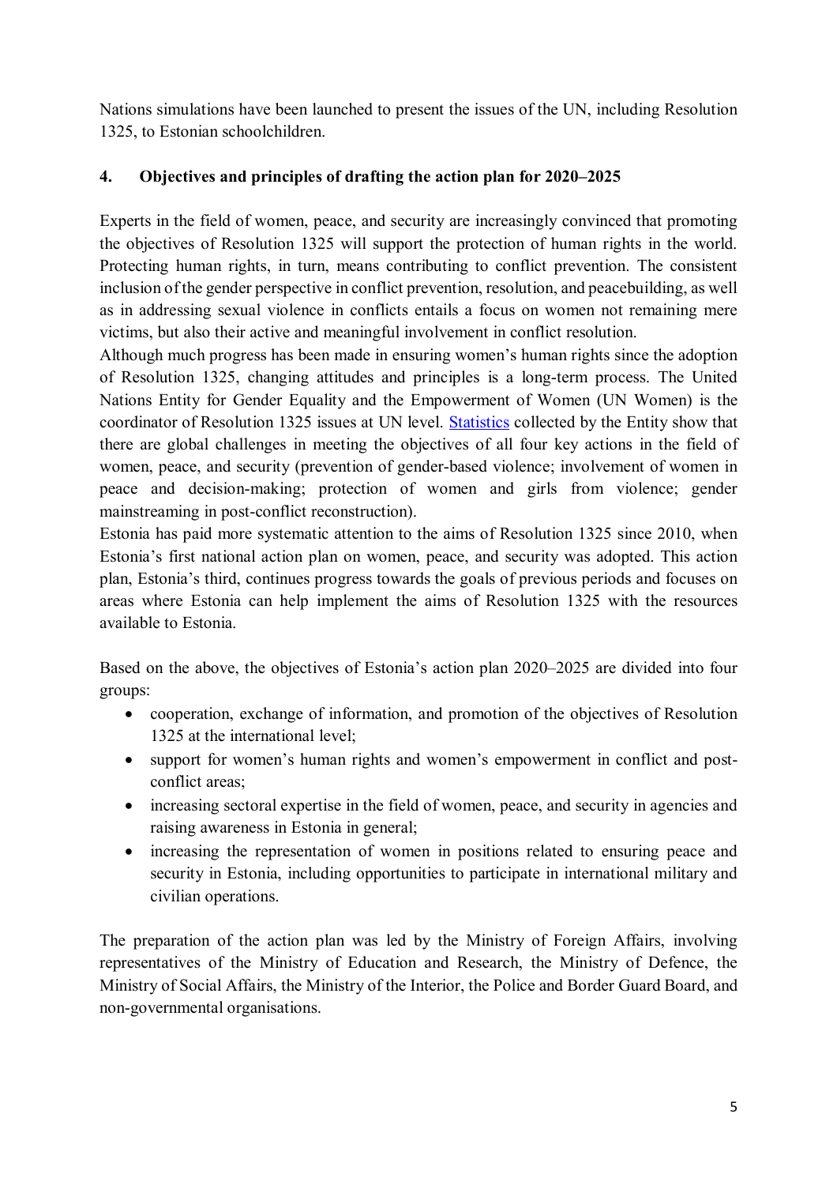Nations simulations have been launched to present the issues of the UN, including Resolution 1325, to Estonian schoolchildren.

## 4. Objectives and principles of drafting the action plan for 2020–2025

Experts in the field of women, peace, and security are increasingly convinced that promoting the objectives of Resolution 1325 will support the protection of human rights in the world. Protecting human rights, in turn, means contributing to conflict prevention. The consistent inclusion of the gender perspective in conflict prevention, resolution, and peacebuilding, as well as in addressing sexual violence in conflicts entails a focus on women not remaining mere victims, but also their active and meaningful involvement in conflict resolution.

Although much progress has been made in ensuring women's human rights since the adoption of Resolution 1325, changing attitudes and principles is a long-term process. The United Nations Entity for Gender Equality and the Empowerment of Women (UN Women) is the coordinator of Resolution 1325 issues at UN level. Statistics collected by the Entity show that there are global challenges in meeting the objectives of all four key actions in the field of women, peace, and security (prevention of gender-based violence; involvement of women in peace and decision-making; protection of women and girls from violence; gender mainstreaming in post-conflict reconstruction).

Estonia has paid more systematic attention to the aims of Resolution 1325 since 2010, when Estonia's first national action plan on women, peace, and security was adopted. This action plan, Estonia's third, continues progress towards the goals of previous periods and focuses on areas where Estonia can help implement the aims of Resolution 1325 with the resources available to Estonia.

Based on the above, the objectives of Estonia's action plan 2020–2025 are divided into four groups:

- cooperation, exchange of information, and promotion of the objectives of Resolution 1325 at the international level;
- support for women's human rights and women's empowerment in conflict and post-conflict areas;
- increasing sectoral expertise in the field of women, peace, and security in agencies and raising awareness in Estonia in general;
- increasing the representation of women in positions related to ensuring peace and security in Estonia, including opportunities to participate in international military and civilian operations.

The preparation of the action plan was led by the Ministry of Foreign Affairs, involving representatives of the Ministry of Education and Research, the Ministry of Defence, the Ministry of Social Affairs, the Ministry of the Interior, the Police and Border Guard Board, and non-governmental organisations.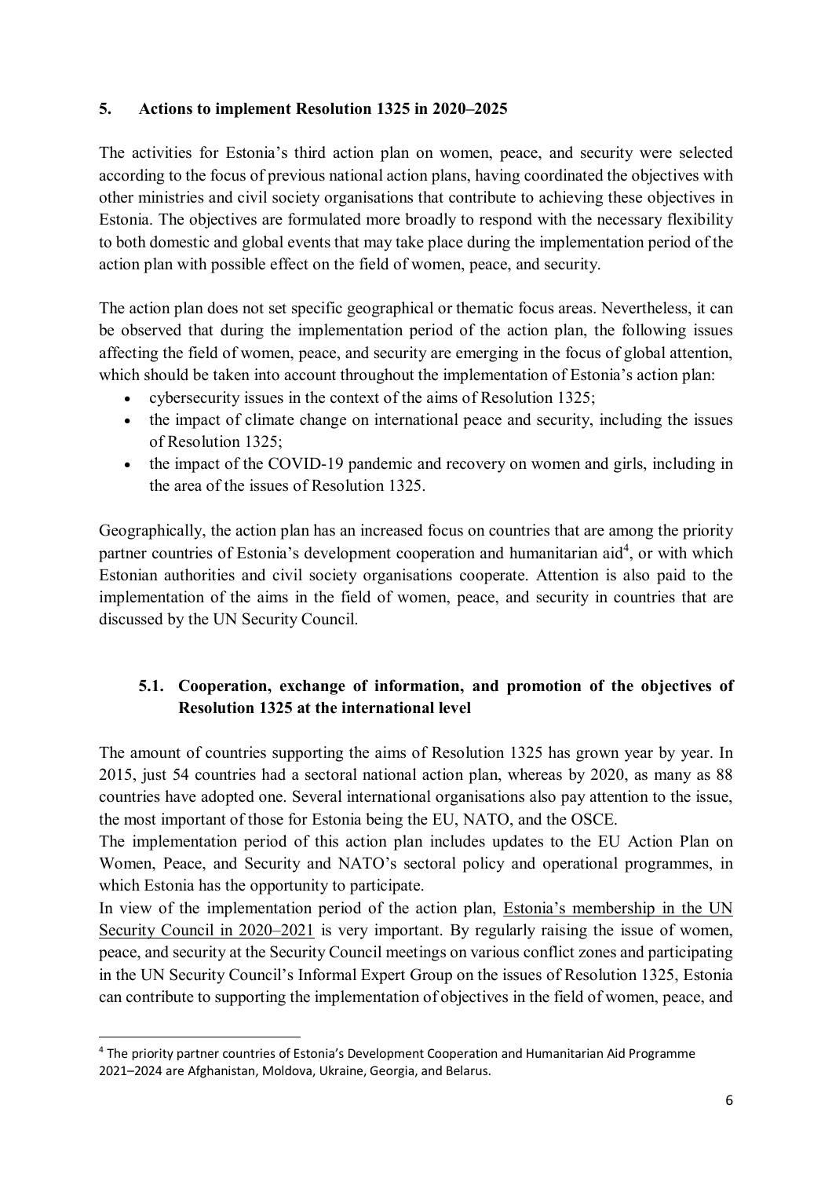## 5. Actions to implement Resolution 1325 in 2020–2025

The activities for Estonia's third action plan on women, peace, and security were selected according to the focus of previous national action plans, having coordinated the objectives with other ministries and civil society organisations that contribute to achieving these objectives in Estonia. The objectives are formulated more broadly to respond with the necessary flexibility to both domestic and global events that may take place during the implementation period of the action plan with possible effect on the field of women, peace, and security.

The action plan does not set specific geographical or thematic focus areas. Nevertheless, it can be observed that during the implementation period of the action plan, the following issues affecting the field of women, peace, and security are emerging in the focus of global attention, which should be taken into account throughout the implementation of Estonia's action plan:

- cybersecurity issues in the context of the aims of Resolution 1325;
- the impact of climate change on international peace and security, including the issues of Resolution 1325;
- the impact of the COVID-19 pandemic and recovery on women and girls, including in the area of the issues of Resolution 1325.

Geographically, the action plan has an increased focus on countries that are among the priority partner countries of Estonia's development cooperation and humanitarian aid[4], or with which Estonian authorities and civil society organisations cooperate. Attention is also paid to the implementation of the aims in the field of women, peace, and security in countries that are discussed by the UN Security Council.

### 5.1. Cooperation, exchange of information, and promotion of the objectives of Resolution 1325 at the international level

The amount of countries supporting the aims of Resolution 1325 has grown year by year. In 2015, just 54 countries had a sectoral national action plan, whereas by 2020, as many as 88 countries have adopted one. Several international organisations also pay attention to the issue, the most important of those for Estonia being the EU, NATO, and the OSCE.

The implementation period of this action plan includes updates to the EU Action Plan on Women, Peace, and Security and NATO's sectoral policy and operational programmes, in which Estonia has the opportunity to participate.

In view of the implementation period of the action plan, Estonia's membership in the UN Security Council in 2020–2021 is very important. By regularly raising the issue of women, peace, and security at the Security Council meetings on various conflict zones and participating in the UN Security Council's Informal Expert Group on the issues of Resolution 1325, Estonia can contribute to supporting the implementation of objectives in the field of women, peace, and

[4] The priority partner countries of Estonia's Development Cooperation and Humanitarian Aid Programme 2021–2024 are Afghanistan, Moldova, Ukraine, Georgia, and Belarus.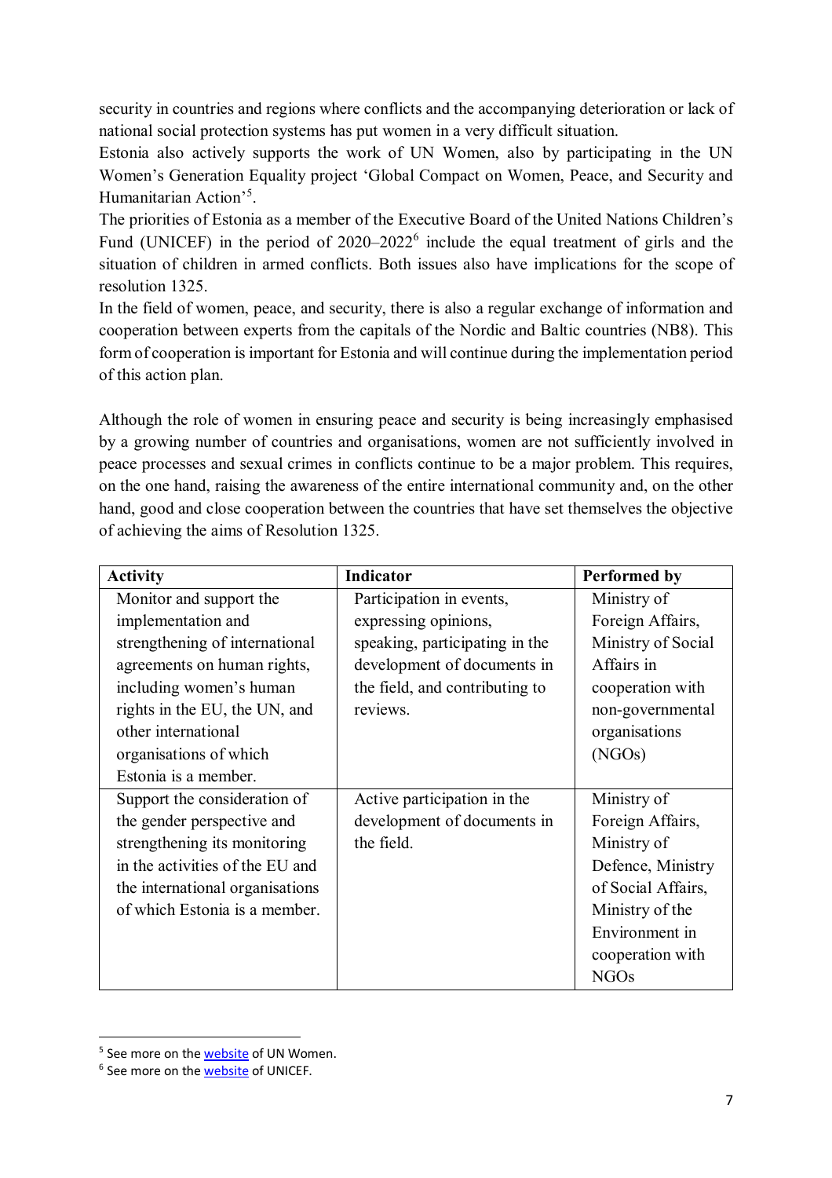security in countries and regions where conflicts and the accompanying deterioration or lack of national social protection systems has put women in a very difficult situation.

Estonia also actively supports the work of UN Women, also by participating in the UN Women's Generation Equality project 'Global Compact on Women, Peace, and Security and Humanitarian Action'[5].

The priorities of Estonia as a member of the Executive Board of the United Nations Children's Fund (UNICEF) in the period of 2020–2022[6] include the equal treatment of girls and the situation of children in armed conflicts. Both issues also have implications for the scope of resolution 1325.

In the field of women, peace, and security, there is also a regular exchange of information and cooperation between experts from the capitals of the Nordic and Baltic countries (NB8). This form of cooperation is important for Estonia and will continue during the implementation period of this action plan.

Although the role of women in ensuring peace and security is being increasingly emphasised by a growing number of countries and organisations, women are not sufficiently involved in peace processes and sexual crimes in conflicts continue to be a major problem. This requires, on the one hand, raising the awareness of the entire international community and, on the other hand, good and close cooperation between the countries that have set themselves the objective of achieving the aims of Resolution 1325.

| Activity | Indicator | Performed by |
|---|---|---|
| Monitor and support the implementation and strengthening of international agreements on human rights, including women's human rights in the EU, the UN, and other international organisations of which Estonia is a member. | Participation in events, expressing opinions, speaking, participating in the development of documents in the field, and contributing to reviews. | Ministry of Foreign Affairs, Ministry of Social Affairs in cooperation with non-governmental organisations (NGOs) |
| Support the consideration of the gender perspective and strengthening its monitoring in the activities of the EU and the international organisations of which Estonia is a member. | Active participation in the development of documents in the field. | Ministry of Foreign Affairs, Ministry of Defence, Ministry of Social Affairs, Ministry of the Environment in cooperation with NGOs |

[5] See more on the website of UN Women.

[6] See more on the website of UNICEF.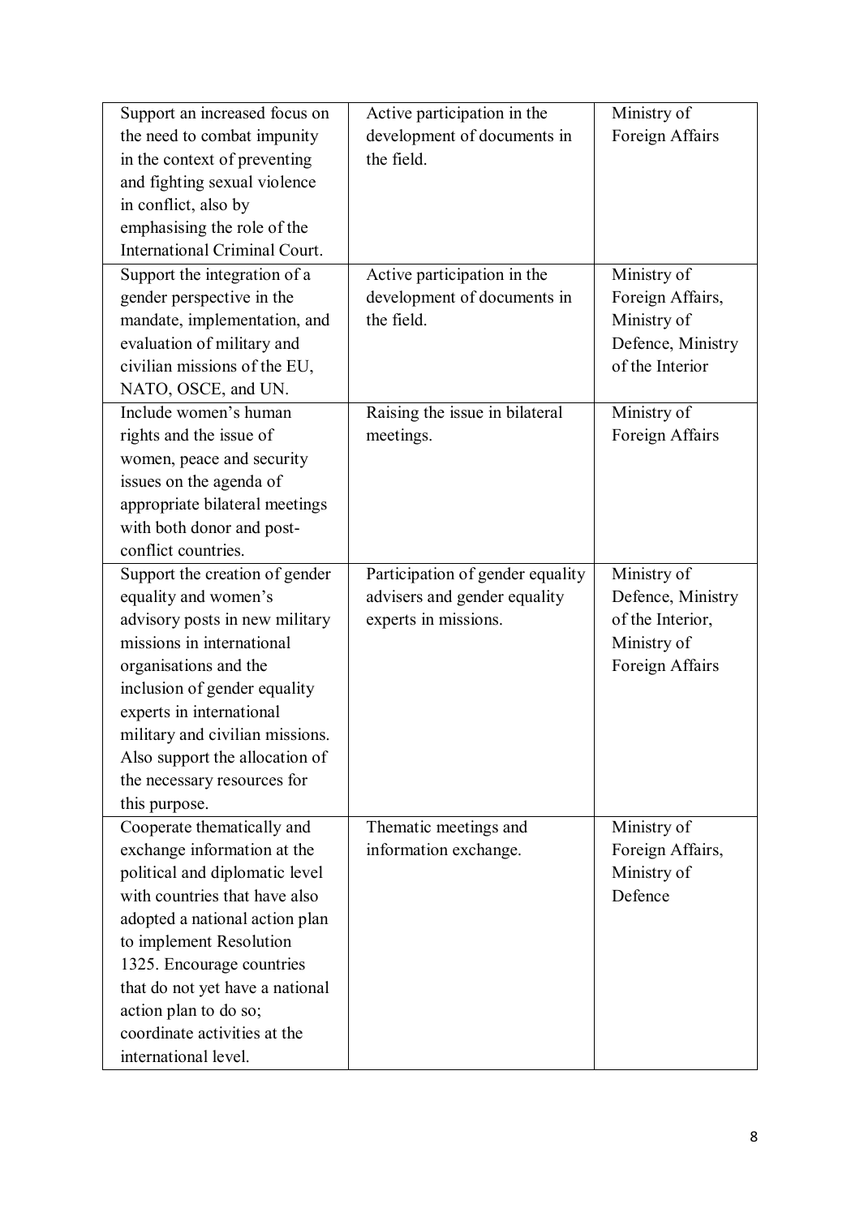| | | |
|---|---|---|
| Support an increased focus on the need to combat impunity in the context of preventing and fighting sexual violence in conflict, also by emphasising the role of the International Criminal Court. | Active participation in the development of documents in the field. | Ministry of Foreign Affairs |
| Support the integration of a gender perspective in the mandate, implementation, and evaluation of military and civilian missions of the EU, NATO, OSCE, and UN. | Active participation in the development of documents in the field. | Ministry of Foreign Affairs, Ministry of Defence, Ministry of the Interior |
| Include women's human rights and the issue of women, peace and security issues on the agenda of appropriate bilateral meetings with both donor and post-conflict countries. | Raising the issue in bilateral meetings. | Ministry of Foreign Affairs |
| Support the creation of gender equality and women's advisory posts in new military missions in international organisations and the inclusion of gender equality experts in international military and civilian missions. Also support the allocation of the necessary resources for this purpose. | Participation of gender equality advisers and gender equality experts in missions. | Ministry of Defence, Ministry of the Interior, Ministry of Foreign Affairs |
| Cooperate thematically and exchange information at the political and diplomatic level with countries that have also adopted a national action plan to implement Resolution 1325. Encourage countries that do not yet have a national action plan to do so; coordinate activities at the international level. | Thematic meetings and information exchange. | Ministry of Foreign Affairs, Ministry of Defence |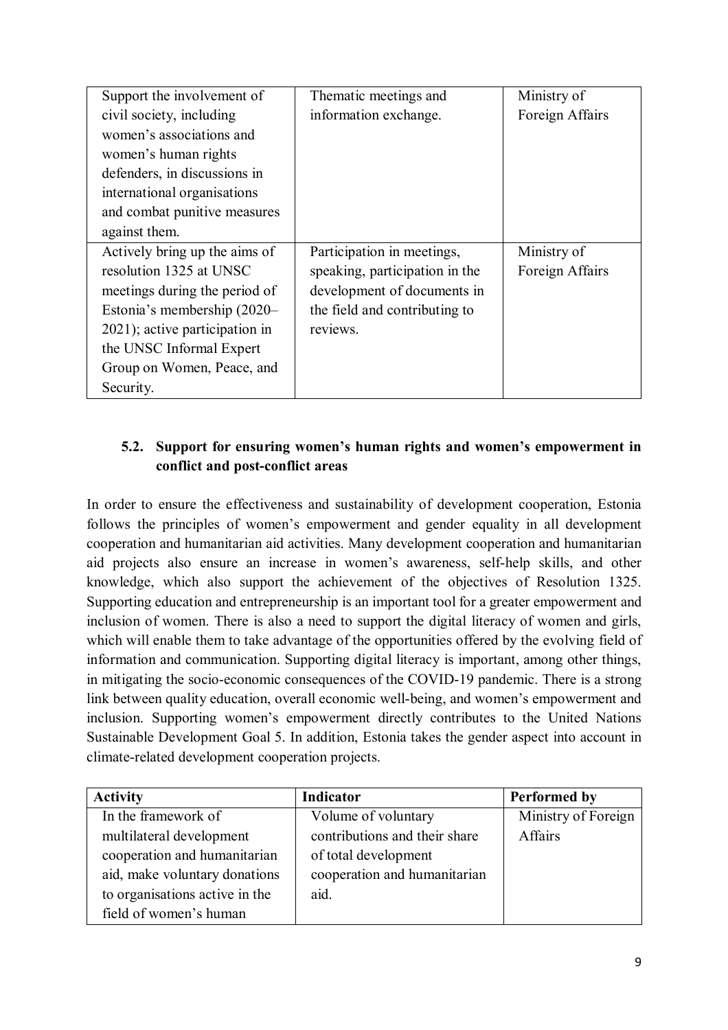| | | |
|---|---|---|
| Support the involvement of civil society, including women's associations and women's human rights defenders, in discussions in international organisations and combat punitive measures against them. | Thematic meetings and information exchange. | Ministry of Foreign Affairs |
| Actively bring up the aims of resolution 1325 at UNSC meetings during the period of Estonia's membership (2020–2021); active participation in the UNSC Informal Expert Group on Women, Peace, and Security. | Participation in meetings, speaking, participation in the development of documents in the field and contributing to reviews. | Ministry of Foreign Affairs |

### 5.2. Support for ensuring women's human rights and women's empowerment in conflict and post-conflict areas

In order to ensure the effectiveness and sustainability of development cooperation, Estonia follows the principles of women's empowerment and gender equality in all development cooperation and humanitarian aid activities. Many development cooperation and humanitarian aid projects also ensure an increase in women's awareness, self-help skills, and other knowledge, which also support the achievement of the objectives of Resolution 1325. Supporting education and entrepreneurship is an important tool for a greater empowerment and inclusion of women. There is also a need to support the digital literacy of women and girls, which will enable them to take advantage of the opportunities offered by the evolving field of information and communication. Supporting digital literacy is important, among other things, in mitigating the socio-economic consequences of the COVID-19 pandemic. There is a strong link between quality education, overall economic well-being, and women's empowerment and inclusion. Supporting women's empowerment directly contributes to the United Nations Sustainable Development Goal 5. In addition, Estonia takes the gender aspect into account in climate-related development cooperation projects.

| **Activity** | **Indicator** | **Performed by** |
|---|---|---|
| In the framework of multilateral development cooperation and humanitarian aid, make voluntary donations to organisations active in the field of women's human | Volume of voluntary contributions and their share of total development cooperation and humanitarian aid. | Ministry of Foreign Affairs |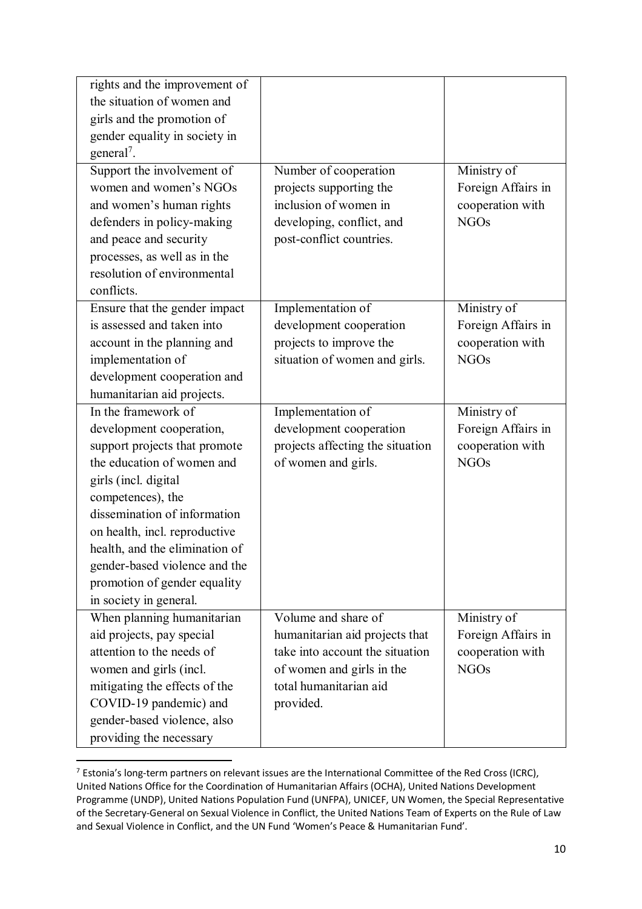| | | |
|---|---|---|
| rights and the improvement of the situation of women and girls and the promotion of gender equality in society in general[7]. | | |
| Support the involvement of women and women's NGOs and women's human rights defenders in policy-making and peace and security processes, as well as in the resolution of environmental conflicts. | Number of cooperation projects supporting the inclusion of women in developing, conflict, and post-conflict countries. | Ministry of Foreign Affairs in cooperation with NGOs |
| Ensure that the gender impact is assessed and taken into account in the planning and implementation of development cooperation and humanitarian aid projects. | Implementation of development cooperation projects to improve the situation of women and girls. | Ministry of Foreign Affairs in cooperation with NGOs |
| In the framework of development cooperation, support projects that promote the education of women and girls (incl. digital competences), the dissemination of information on health, incl. reproductive health, and the elimination of gender-based violence and the promotion of gender equality in society in general. | Implementation of development cooperation projects affecting the situation of women and girls. | Ministry of Foreign Affairs in cooperation with NGOs |
| When planning humanitarian aid projects, pay special attention to the needs of women and girls (incl. mitigating the effects of the COVID-19 pandemic) and gender-based violence, also providing the necessary | Volume and share of humanitarian aid projects that take into account the situation of women and girls in the total humanitarian aid provided. | Ministry of Foreign Affairs in cooperation with NGOs |

[7] Estonia's long-term partners on relevant issues are the International Committee of the Red Cross (ICRC), United Nations Office for the Coordination of Humanitarian Affairs (OCHA), United Nations Development Programme (UNDP), United Nations Population Fund (UNFPA), UNICEF, UN Women, the Special Representative of the Secretary-General on Sexual Violence in Conflict, the United Nations Team of Experts on the Rule of Law and Sexual Violence in Conflict, and the UN Fund 'Women's Peace & Humanitarian Fund'.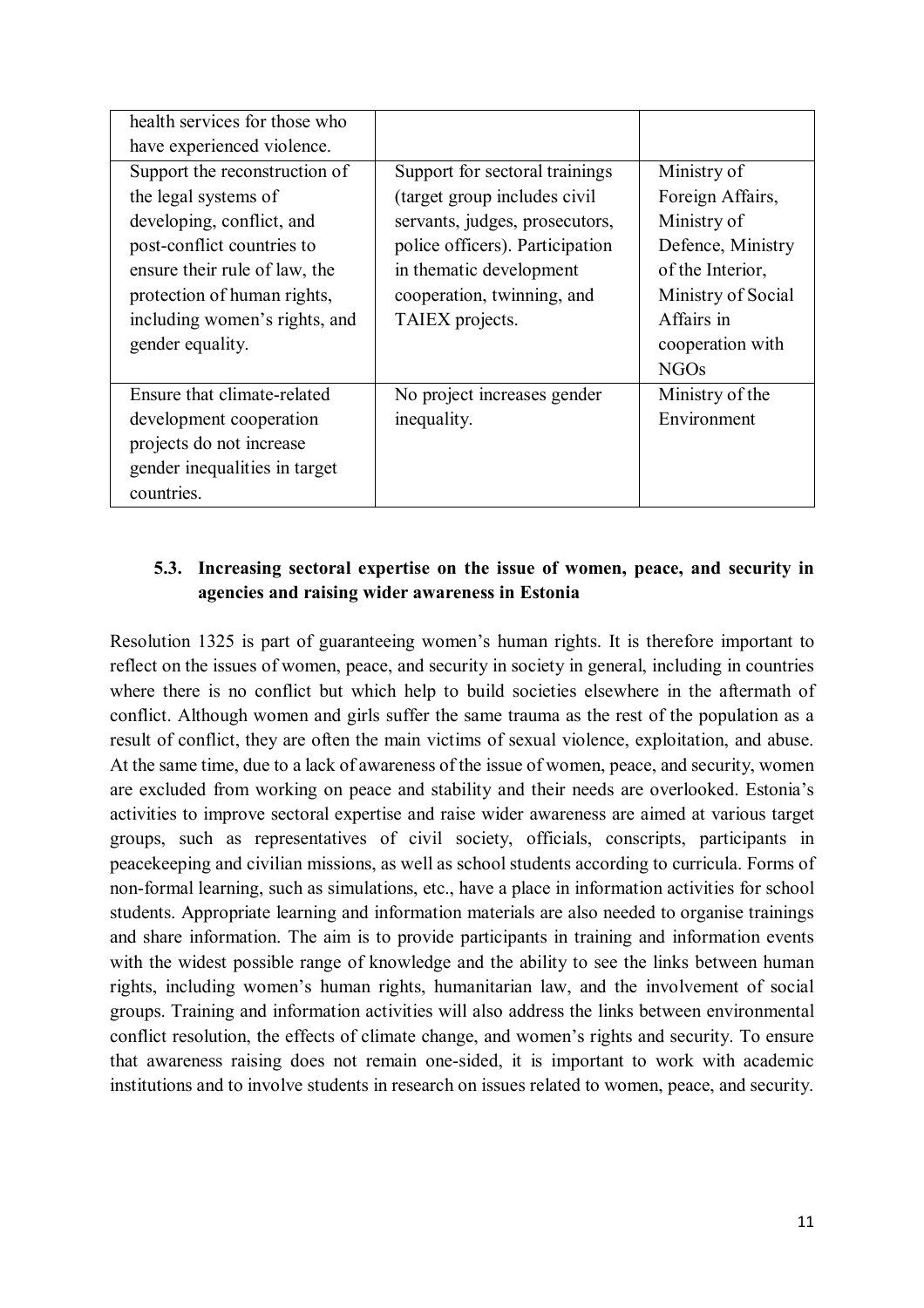| | | |
|---|---|---|
| health services for those who have experienced violence. | | |
| Support the reconstruction of the legal systems of developing, conflict, and post-conflict countries to ensure their rule of law, the protection of human rights, including women's rights, and gender equality. | Support for sectoral trainings (target group includes civil servants, judges, prosecutors, police officers). Participation in thematic development cooperation, twinning, and TAIEX projects. | Ministry of Foreign Affairs, Ministry of Defence, Ministry of the Interior, Ministry of Social Affairs in cooperation with NGOs |
| Ensure that climate-related development cooperation projects do not increase gender inequalities in target countries. | No project increases gender inequality. | Ministry of the Environment |

### 5.3. Increasing sectoral expertise on the issue of women, peace, and security in agencies and raising wider awareness in Estonia

Resolution 1325 is part of guaranteeing women's human rights. It is therefore important to reflect on the issues of women, peace, and security in society in general, including in countries where there is no conflict but which help to build societies elsewhere in the aftermath of conflict. Although women and girls suffer the same trauma as the rest of the population as a result of conflict, they are often the main victims of sexual violence, exploitation, and abuse. At the same time, due to a lack of awareness of the issue of women, peace, and security, women are excluded from working on peace and stability and their needs are overlooked. Estonia's activities to improve sectoral expertise and raise wider awareness are aimed at various target groups, such as representatives of civil society, officials, conscripts, participants in peacekeeping and civilian missions, as well as school students according to curricula. Forms of non-formal learning, such as simulations, etc., have a place in information activities for school students. Appropriate learning and information materials are also needed to organise trainings and share information. The aim is to provide participants in training and information events with the widest possible range of knowledge and the ability to see the links between human rights, including women's human rights, humanitarian law, and the involvement of social groups. Training and information activities will also address the links between environmental conflict resolution, the effects of climate change, and women's rights and security. To ensure that awareness raising does not remain one-sided, it is important to work with academic institutions and to involve students in research on issues related to women, peace, and security.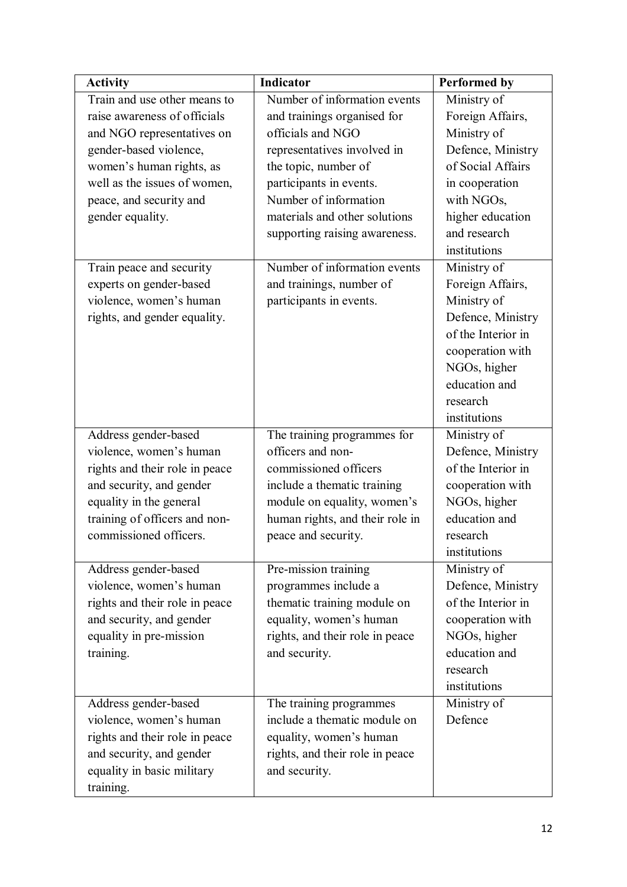| Activity | Indicator | Performed by |
|---|---|---|
| Train and use other means to raise awareness of officials and NGO representatives on gender-based violence, women's human rights, as well as the issues of women, peace, and security and gender equality. | Number of information events and trainings organised for officials and NGO representatives involved in the topic, number of participants in events. Number of information materials and other solutions supporting raising awareness. | Ministry of Foreign Affairs, Ministry of Defence, Ministry of Social Affairs in cooperation with NGOs, higher education and research institutions |
| Train peace and security experts on gender-based violence, women's human rights, and gender equality. | Number of information events and trainings, number of participants in events. | Ministry of Foreign Affairs, Ministry of Defence, Ministry of the Interior in cooperation with NGOs, higher education and research institutions |
| Address gender-based violence, women's human rights and their role in peace and security, and gender equality in the general training of officers and non-commissioned officers. | The training programmes for officers and non-commissioned officers include a thematic training module on equality, women's human rights, and their role in peace and security. | Ministry of Defence, Ministry of the Interior in cooperation with NGOs, higher education and research institutions |
| Address gender-based violence, women's human rights and their role in peace and security, and gender equality in pre-mission training. | Pre-mission training programmes include a thematic training module on equality, women's human rights, and their role in peace and security. | Ministry of Defence, Ministry of the Interior in cooperation with NGOs, higher education and research institutions |
| Address gender-based violence, women's human rights and their role in peace and security, and gender equality in basic military training. | The training programmes include a thematic module on equality, women's human rights, and their role in peace and security. | Ministry of Defence |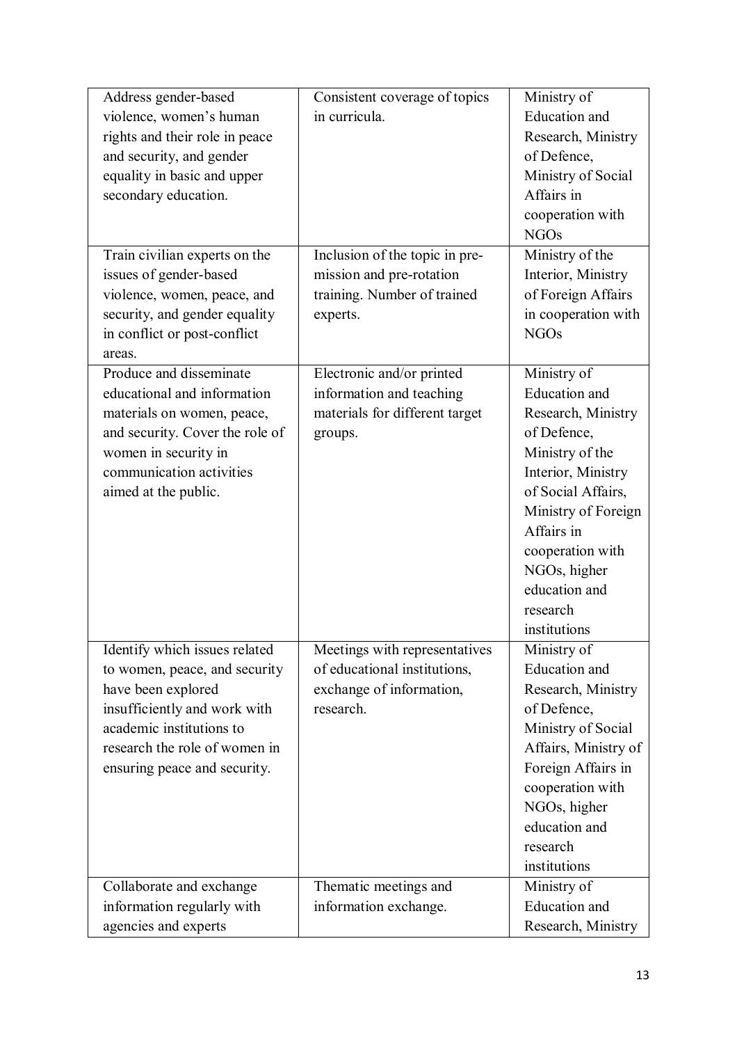| | | |
|---|---|---|
| Address gender-based violence, women's human rights and their role in peace and security, and gender equality in basic and upper secondary education. | Consistent coverage of topics in curricula. | Ministry of Education and Research, Ministry of Defence, Ministry of Social Affairs in cooperation with NGOs |
| Train civilian experts on the issues of gender-based violence, women, peace, and security, and gender equality in conflict or post-conflict areas. | Inclusion of the topic in pre-mission and pre-rotation training. Number of trained experts. | Ministry of the Interior, Ministry of Foreign Affairs in cooperation with NGOs |
| Produce and disseminate educational and information materials on women, peace, and security. Cover the role of women in security in communication activities aimed at the public. | Electronic and/or printed information and teaching materials for different target groups. | Ministry of Education and Research, Ministry of Defence, Ministry of the Interior, Ministry of Social Affairs, Ministry of Foreign Affairs in cooperation with NGOs, higher education and research institutions |
| Identify which issues related to women, peace, and security have been explored insufficiently and work with academic institutions to research the role of women in ensuring peace and security. | Meetings with representatives of educational institutions, exchange of information, research. | Ministry of Education and Research, Ministry of Defence, Ministry of Social Affairs, Ministry of Foreign Affairs in cooperation with NGOs, higher education and research institutions |
| Collaborate and exchange information regularly with agencies and experts | Thematic meetings and information exchange. | Ministry of Education and Research, Ministry |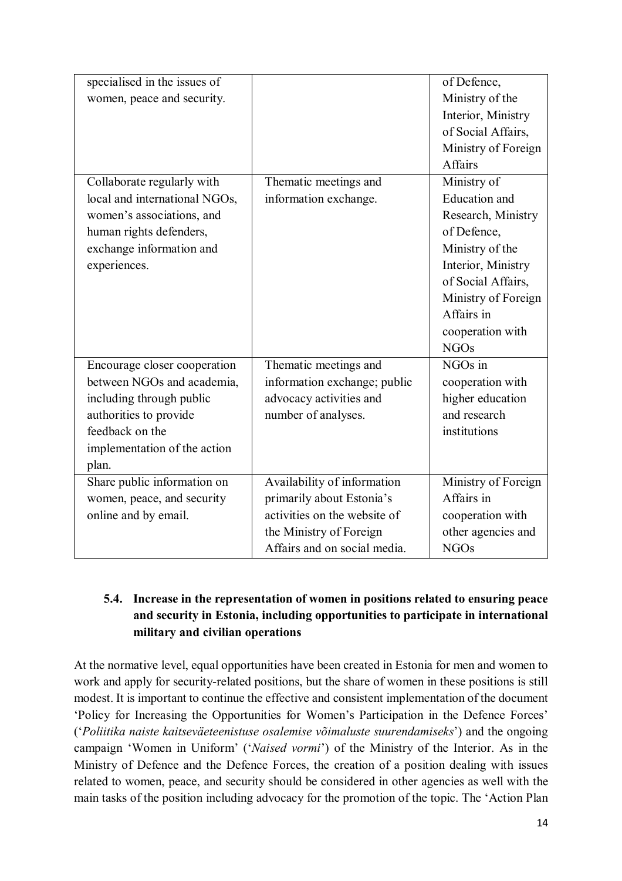| | | |
|---|---|---|
| specialised in the issues of women, peace and security. | | of Defence, Ministry of the Interior, Ministry of Social Affairs, Ministry of Foreign Affairs |
| Collaborate regularly with local and international NGOs, women's associations, and human rights defenders, exchange information and experiences. | Thematic meetings and information exchange. | Ministry of Education and Research, Ministry of Defence, Ministry of the Interior, Ministry of Social Affairs, Ministry of Foreign Affairs in cooperation with NGOs |
| Encourage closer cooperation between NGOs and academia, including through public authorities to provide feedback on the implementation of the action plan. | Thematic meetings and information exchange; public advocacy activities and number of analyses. | NGOs in cooperation with higher education and research institutions |
| Share public information on women, peace, and security online and by email. | Availability of information primarily about Estonia's activities on the website of the Ministry of Foreign Affairs and on social media. | Ministry of Foreign Affairs in cooperation with other agencies and NGOs |

### 5.4. Increase in the representation of women in positions related to ensuring peace and security in Estonia, including opportunities to participate in international military and civilian operations

At the normative level, equal opportunities have been created in Estonia for men and women to work and apply for security-related positions, but the share of women in these positions is still modest. It is important to continue the effective and consistent implementation of the document 'Policy for Increasing the Opportunities for Women's Participation in the Defence Forces' ('*Poliitika naiste kaitseväeteenistuse osalemise võimaluste suurendamiseks*') and the ongoing campaign 'Women in Uniform' ('*Naised vormi*') of the Ministry of the Interior. As in the Ministry of Defence and the Defence Forces, the creation of a position dealing with issues related to women, peace, and security should be considered in other agencies as well with the main tasks of the position including advocacy for the promotion of the topic. The 'Action Plan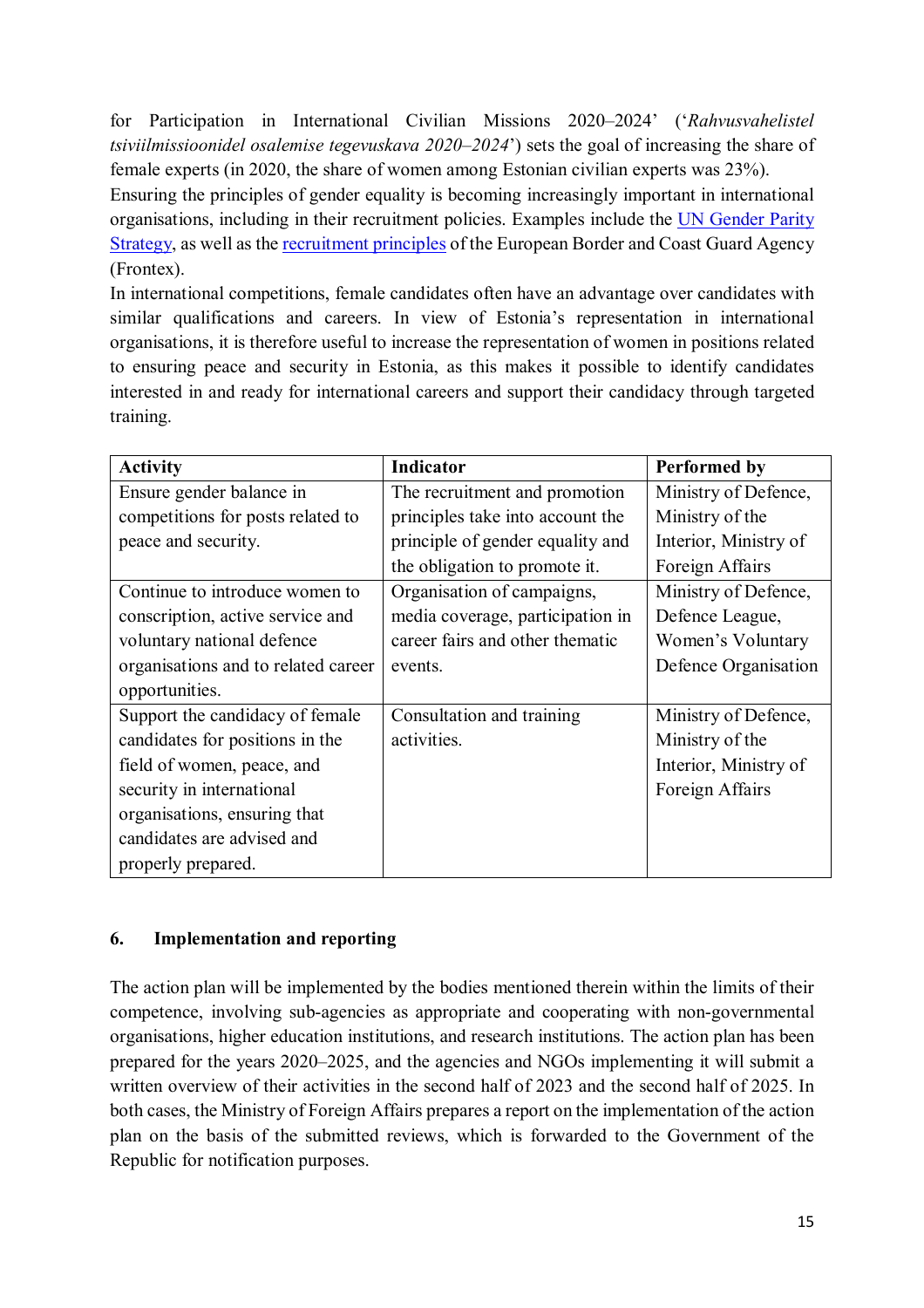for Participation in International Civilian Missions 2020–2024' ('*Rahvusvahelistel tsiviilmissioonidel osalemise tegevuskava 2020–2024*') sets the goal of increasing the share of female experts (in 2020, the share of women among Estonian civilian experts was 23%).

Ensuring the principles of gender equality is becoming increasingly important in international organisations, including in their recruitment policies. Examples include the UN Gender Parity Strategy, as well as the recruitment principles of the European Border and Coast Guard Agency (Frontex).

In international competitions, female candidates often have an advantage over candidates with similar qualifications and careers. In view of Estonia's representation in international organisations, it is therefore useful to increase the representation of women in positions related to ensuring peace and security in Estonia, as this makes it possible to identify candidates interested in and ready for international careers and support their candidacy through targeted training.

| Activity | Indicator | Performed by |
|---|---|---|
| Ensure gender balance in competitions for posts related to peace and security. | The recruitment and promotion principles take into account the principle of gender equality and the obligation to promote it. | Ministry of Defence, Ministry of the Interior, Ministry of Foreign Affairs |
| Continue to introduce women to conscription, active service and voluntary national defence organisations and to related career opportunities. | Organisation of campaigns, media coverage, participation in career fairs and other thematic events. | Ministry of Defence, Defence League, Women's Voluntary Defence Organisation |
| Support the candidacy of female candidates for positions in the field of women, peace, and security in international organisations, ensuring that candidates are advised and properly prepared. | Consultation and training activities. | Ministry of Defence, Ministry of the Interior, Ministry of Foreign Affairs |

## 6. Implementation and reporting

The action plan will be implemented by the bodies mentioned therein within the limits of their competence, involving sub-agencies as appropriate and cooperating with non-governmental organisations, higher education institutions, and research institutions. The action plan has been prepared for the years 2020–2025, and the agencies and NGOs implementing it will submit a written overview of their activities in the second half of 2023 and the second half of 2025. In both cases, the Ministry of Foreign Affairs prepares a report on the implementation of the action plan on the basis of the submitted reviews, which is forwarded to the Government of the Republic for notification purposes.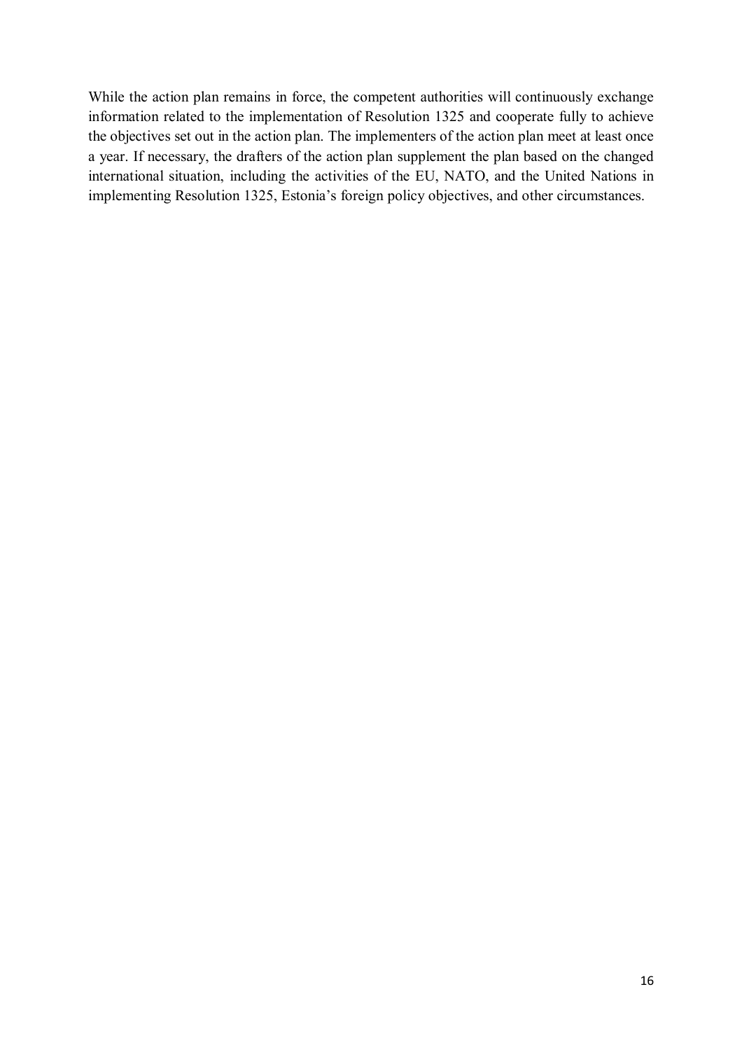While the action plan remains in force, the competent authorities will continuously exchange information related to the implementation of Resolution 1325 and cooperate fully to achieve the objectives set out in the action plan. The implementers of the action plan meet at least once a year. If necessary, the drafters of the action plan supplement the plan based on the changed international situation, including the activities of the EU, NATO, and the United Nations in implementing Resolution 1325, Estonia's foreign policy objectives, and other circumstances.